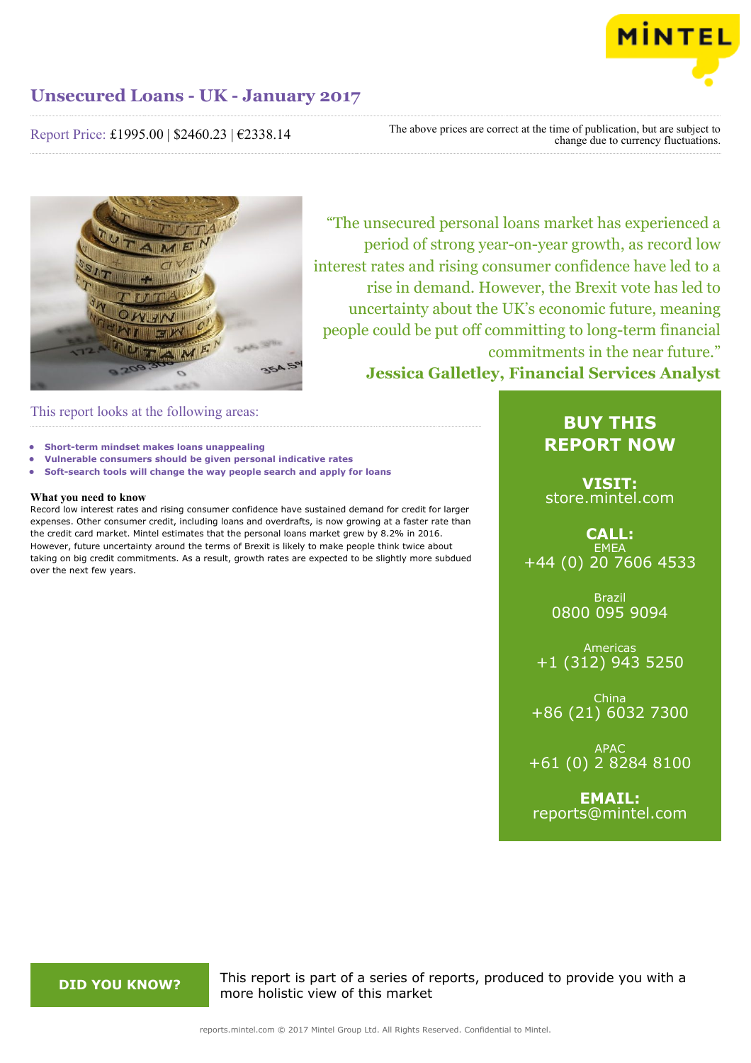# Unsecured Loans - UK - January 2017

Report Price: £1995.00 | $2460.23 | €2338.14

The above prices are correct at the time of publication, but are subject to change due to currency fluctuations.

"The unsecured personal loans market has experienced a period of strong year-on-year growth, as record low interest rates and rising consumer confidence have led to a rise in demand. However, the Brexit vote has led to uncertainty about the UK's economic future, meaning people could be put off committing to long-term financial commitments in the near future."

**Jessica Galletley, Financial Services Analyst**

## This report looks at the following areas:

- **Short-term mindset makes loans unappealing**
- **Vulnerable consumers should be given personal indicative rates**
- **Soft-search tools will change the way people search and apply for loans**

### What you need to know

Record low interest rates and rising consumer confidence have sustained demand for credit for larger expenses. Other consumer credit, including loans and overdrafts, is now growing at a faster rate than the credit card market. Mintel estimates that the personal loans market grew by 8.2% in 2016. However, future uncertainty around the terms of Brexit is likely to make people think twice about taking on big credit commitments. As a result, growth rates are expected to be slightly more subdued over the next few years.

**BUY THIS REPORT NOW**

**VISIT:**
store.mintel.com

**CALL:**
EMEA
+44 (0) 20 7606 4533

Brazil
0800 095 9094

Americas
+1 (312) 943 5250

China
+86 (21) 6032 7300

APAC
+61 (0) 2 8284 8100

**EMAIL:**
reports@mintel.com

**DID YOU KNOW?**

This report is part of a series of reports, produced to provide you with a more holistic view of this market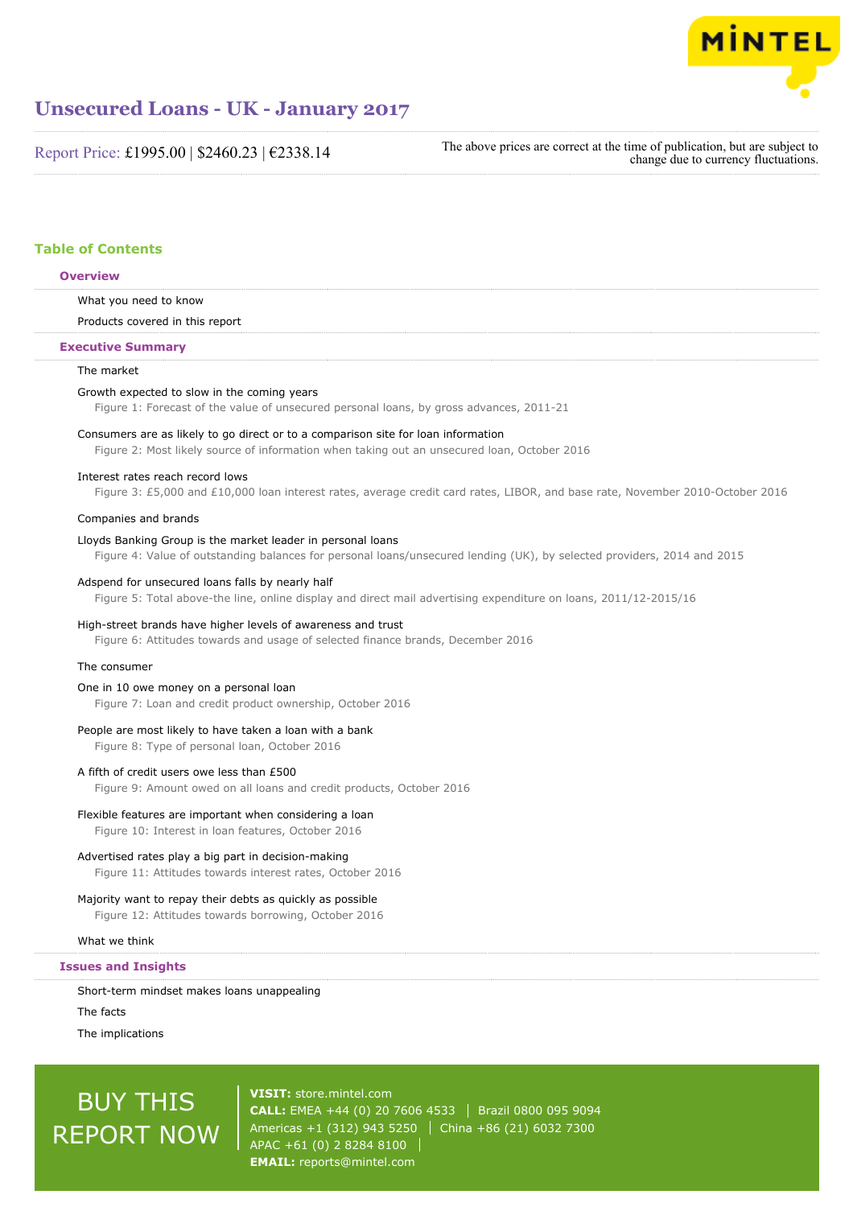# Unsecured Loans - UK - January 2017

Report Price: £1995.00 | $2460.23 | €2338.14

The above prices are correct at the time of publication, but are subject to change due to currency fluctuations.

## Table of Contents

### Overview

What you need to know

Products covered in this report

### Executive Summary

The market

Growth expected to slow in the coming years
- Figure 1: Forecast of the value of unsecured personal loans, by gross advances, 2011-21

Consumers are as likely to go direct or to a comparison site for loan information
- Figure 2: Most likely source of information when taking out an unsecured loan, October 2016

Interest rates reach record lows
- Figure 3: £5,000 and £10,000 loan interest rates, average credit card rates, LIBOR, and base rate, November 2010-October 2016

Companies and brands

Lloyds Banking Group is the market leader in personal loans
- Figure 4: Value of outstanding balances for personal loans/unsecured lending (UK), by selected providers, 2014 and 2015

Adspend for unsecured loans falls by nearly half
- Figure 5: Total above-the line, online display and direct mail advertising expenditure on loans, 2011/12-2015/16

High-street brands have higher levels of awareness and trust
- Figure 6: Attitudes towards and usage of selected finance brands, December 2016

The consumer

One in 10 owe money on a personal loan
- Figure 7: Loan and credit product ownership, October 2016

People are most likely to have taken a loan with a bank
- Figure 8: Type of personal loan, October 2016

A fifth of credit users owe less than £500
- Figure 9: Amount owed on all loans and credit products, October 2016

Flexible features are important when considering a loan
- Figure 10: Interest in loan features, October 2016

Advertised rates play a big part in decision-making
- Figure 11: Attitudes towards interest rates, October 2016

Majority want to repay their debts as quickly as possible
- Figure 12: Attitudes towards borrowing, October 2016

What we think

### Issues and Insights

Short-term mindset makes loans unappealing

The facts

The implications

BUY THIS REPORT NOW

**VISIT:** store.mintel.com
**CALL:** EMEA +44 (0) 20 7606 4533 | Brazil 0800 095 9094
Americas +1 (312) 943 5250 | China +86 (21) 6032 7300
APAC +61 (0) 2 8284 8100
**EMAIL:** reports@mintel.com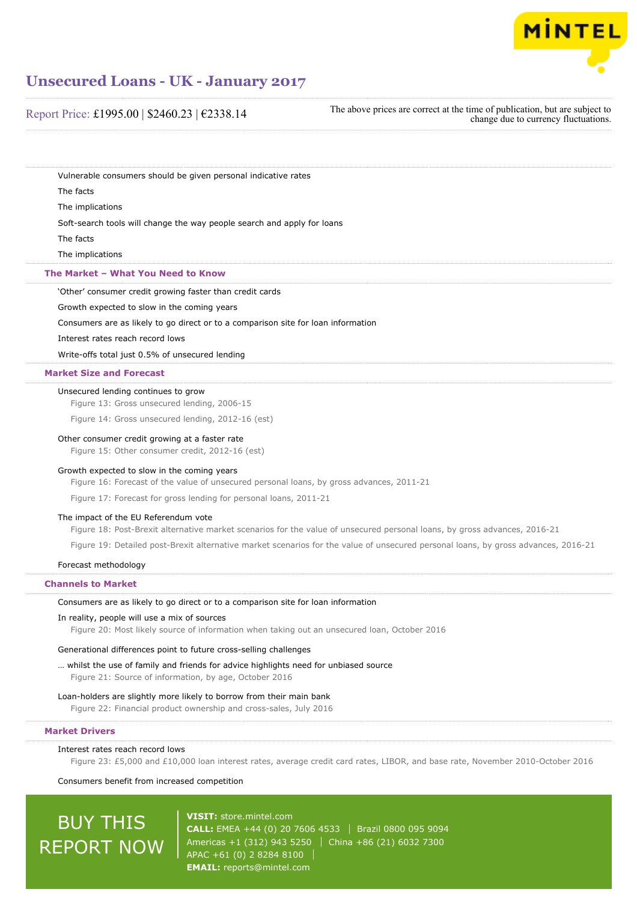Vulnerable consumers should be given personal indicative rates

The facts

The implications

Soft-search tools will change the way people search and apply for loans

The facts

The implications

## The Market – What You Need to Know

'Other' consumer credit growing faster than credit cards

Growth expected to slow in the coming years

Consumers are as likely to go direct or to a comparison site for loan information

Interest rates reach record lows

Write-offs total just 0.5% of unsecured lending

## Market Size and Forecast

Unsecured lending continues to grow

Figure 13: Gross unsecured lending, 2006-15

Figure 14: Gross unsecured lending, 2012-16 (est)

Other consumer credit growing at a faster rate

Figure 15: Other consumer credit, 2012-16 (est)

Growth expected to slow in the coming years

Figure 16: Forecast of the value of unsecured personal loans, by gross advances, 2011-21

Figure 17: Forecast for gross lending for personal loans, 2011-21

The impact of the EU Referendum vote

Figure 18: Post-Brexit alternative market scenarios for the value of unsecured personal loans, by gross advances, 2016-21

Figure 19: Detailed post-Brexit alternative market scenarios for the value of unsecured personal loans, by gross advances, 2016-21

Forecast methodology

## Channels to Market

Consumers are as likely to go direct or to a comparison site for loan information

In reality, people will use a mix of sources

Figure 20: Most likely source of information when taking out an unsecured loan, October 2016

Generational differences point to future cross-selling challenges

… whilst the use of family and friends for advice highlights need for unbiased source

Figure 21: Source of information, by age, October 2016

Loan-holders are slightly more likely to borrow from their main bank

Figure 22: Financial product ownership and cross-sales, July 2016

## Market Drivers

Interest rates reach record lows

Figure 23: £5,000 and £10,000 loan interest rates, average credit card rates, LIBOR, and base rate, November 2010-October 2016

Consumers benefit from increased competition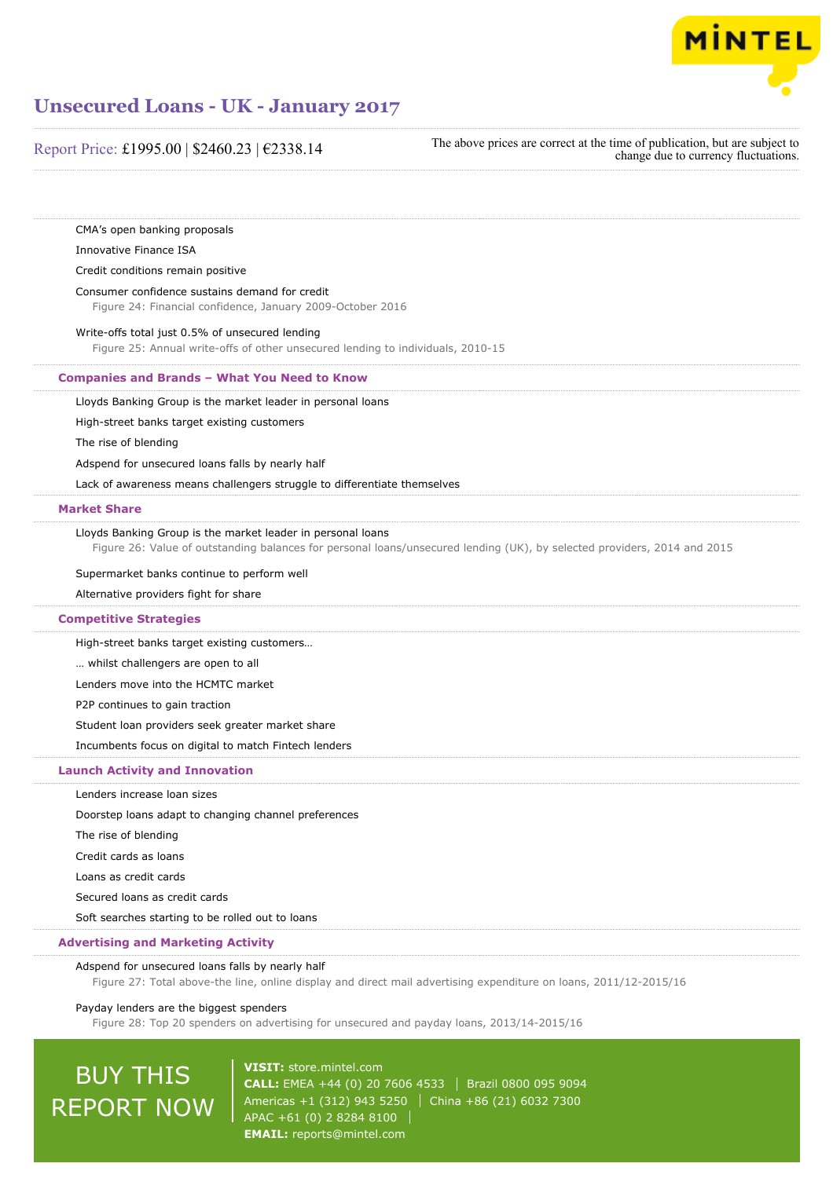CMA's open banking proposals

Innovative Finance ISA

Credit conditions remain positive

Consumer confidence sustains demand for credit

Figure 24: Financial confidence, January 2009-October 2016

Write-offs total just 0.5% of unsecured lending

Figure 25: Annual write-offs of other unsecured lending to individuals, 2010-15

## Companies and Brands – What You Need to Know

Lloyds Banking Group is the market leader in personal loans

High-street banks target existing customers

The rise of blending

Adspend for unsecured loans falls by nearly half

Lack of awareness means challengers struggle to differentiate themselves

## Market Share

Lloyds Banking Group is the market leader in personal loans

Figure 26: Value of outstanding balances for personal loans/unsecured lending (UK), by selected providers, 2014 and 2015

Supermarket banks continue to perform well

Alternative providers fight for share

## Competitive Strategies

High-street banks target existing customers…

… whilst challengers are open to all

Lenders move into the HCMTC market

P2P continues to gain traction

Student loan providers seek greater market share

Incumbents focus on digital to match Fintech lenders

## Launch Activity and Innovation

Lenders increase loan sizes

Doorstep loans adapt to changing channel preferences

The rise of blending

Credit cards as loans

Loans as credit cards

Secured loans as credit cards

Soft searches starting to be rolled out to loans

## Advertising and Marketing Activity

Adspend for unsecured loans falls by nearly half

Figure 27: Total above-the line, online display and direct mail advertising expenditure on loans, 2011/12-2015/16

Payday lenders are the biggest spenders

Figure 28: Top 20 spenders on advertising for unsecured and payday loans, 2013/14-2015/16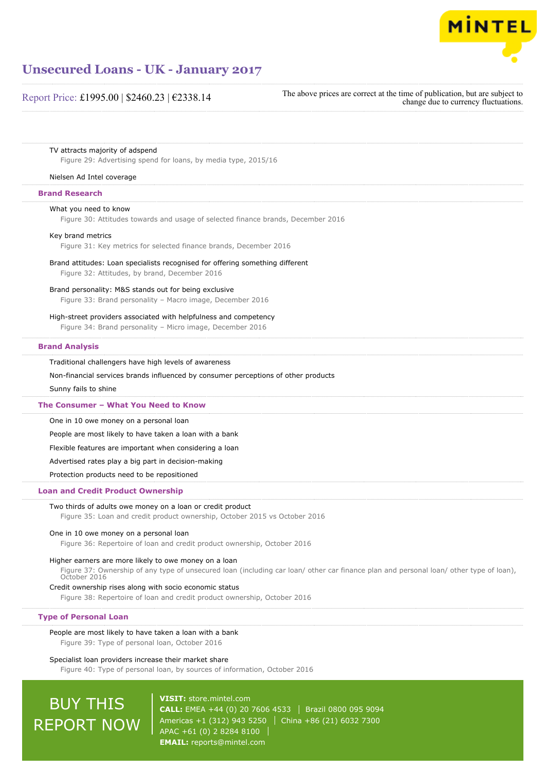TV attracts majority of adspend

Figure 29: Advertising spend for loans, by media type, 2015/16

Nielsen Ad Intel coverage

## Brand Research

What you need to know

Figure 30: Attitudes towards and usage of selected finance brands, December 2016

Key brand metrics

Figure 31: Key metrics for selected finance brands, December 2016

Brand attitudes: Loan specialists recognised for offering something different

Figure 32: Attitudes, by brand, December 2016

Brand personality: M&S stands out for being exclusive

Figure 33: Brand personality – Macro image, December 2016

High-street providers associated with helpfulness and competency

Figure 34: Brand personality – Micro image, December 2016

## Brand Analysis

Traditional challengers have high levels of awareness

Non-financial services brands influenced by consumer perceptions of other products

Sunny fails to shine

## The Consumer – What You Need to Know

One in 10 owe money on a personal loan

People are most likely to have taken a loan with a bank

Flexible features are important when considering a loan

Advertised rates play a big part in decision-making

Protection products need to be repositioned

## Loan and Credit Product Ownership

Two thirds of adults owe money on a loan or credit product

Figure 35: Loan and credit product ownership, October 2015 vs October 2016

One in 10 owe money on a personal loan

Figure 36: Repertoire of loan and credit product ownership, October 2016

Higher earners are more likely to owe money on a loan

Figure 37: Ownership of any type of unsecured loan (including car loan/ other car finance plan and personal loan/ other type of loan), October 2016

Credit ownership rises along with socio economic status

Figure 38: Repertoire of loan and credit product ownership, October 2016

## Type of Personal Loan

People are most likely to have taken a loan with a bank

Figure 39: Type of personal loan, October 2016

Specialist loan providers increase their market share

Figure 40: Type of personal loan, by sources of information, October 2016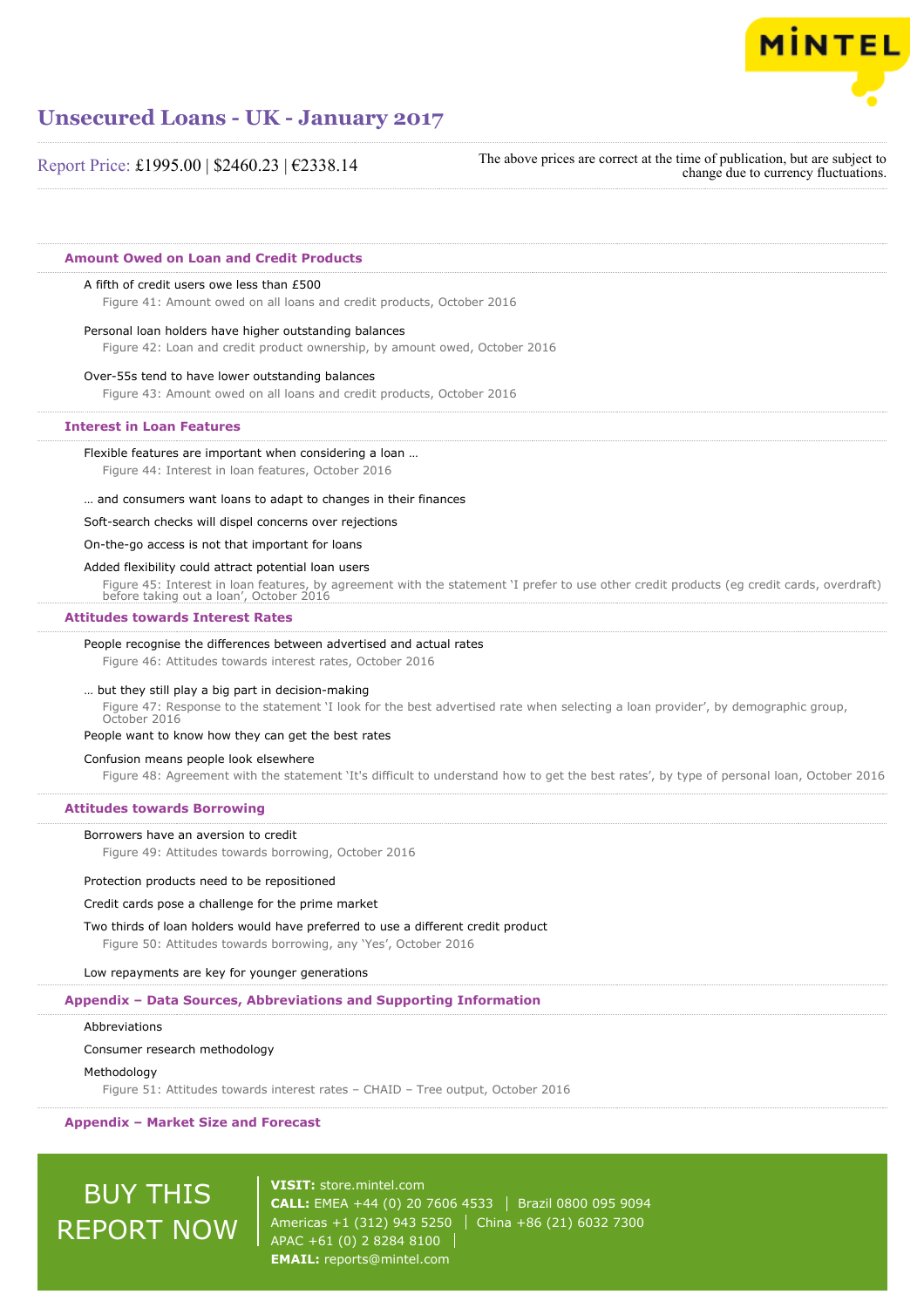## Amount Owed on Loan and Credit Products

A fifth of credit users owe less than £500

Figure 41: Amount owed on all loans and credit products, October 2016

Personal loan holders have higher outstanding balances

Figure 42: Loan and credit product ownership, by amount owed, October 2016

Over-55s tend to have lower outstanding balances

Figure 43: Amount owed on all loans and credit products, October 2016

## Interest in Loan Features

Flexible features are important when considering a loan …

Figure 44: Interest in loan features, October 2016

… and consumers want loans to adapt to changes in their finances

Soft-search checks will dispel concerns over rejections

On-the-go access is not that important for loans

Added flexibility could attract potential loan users

Figure 45: Interest in loan features, by agreement with the statement 'I prefer to use other credit products (eg credit cards, overdraft) before taking out a loan', October 2016

## Attitudes towards Interest Rates

People recognise the differences between advertised and actual rates

Figure 46: Attitudes towards interest rates, October 2016

… but they still play a big part in decision-making

Figure 47: Response to the statement 'I look for the best advertised rate when selecting a loan provider', by demographic group, October 2016

People want to know how they can get the best rates

Confusion means people look elsewhere

Figure 48: Agreement with the statement 'It's difficult to understand how to get the best rates', by type of personal loan, October 2016

## Attitudes towards Borrowing

Borrowers have an aversion to credit

Figure 49: Attitudes towards borrowing, October 2016

Protection products need to be repositioned

Credit cards pose a challenge for the prime market

Two thirds of loan holders would have preferred to use a different credit product

Figure 50: Attitudes towards borrowing, any 'Yes', October 2016

Low repayments are key for younger generations

## Appendix – Data Sources, Abbreviations and Supporting Information

Abbreviations

Consumer research methodology

Methodology

Figure 51: Attitudes towards interest rates – CHAID – Tree output, October 2016

## Appendix – Market Size and Forecast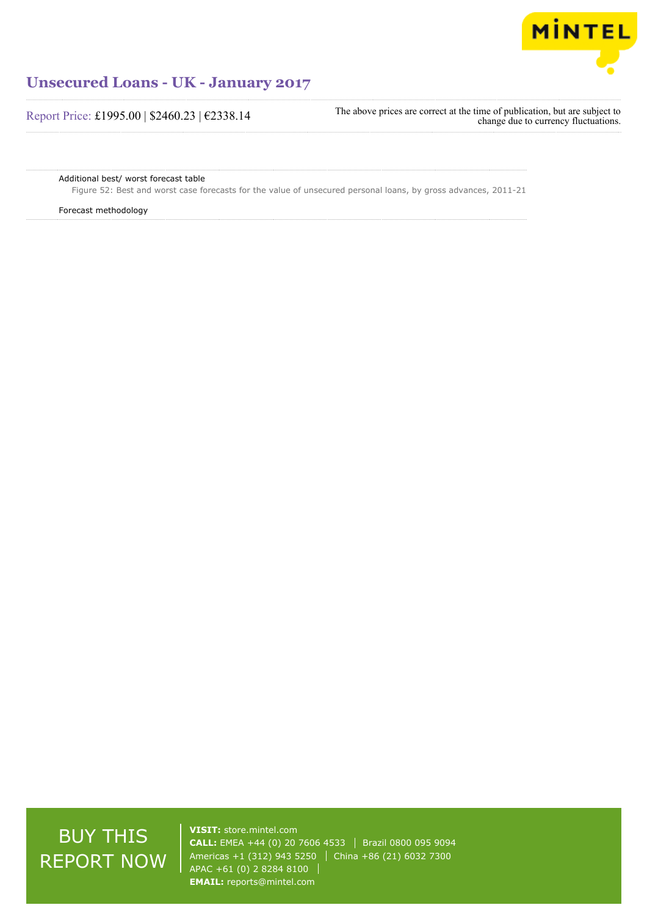Additional best/ worst forecast table

Figure 52: Best and worst case forecasts for the value of unsecured personal loans, by gross advances, 2011-21

Forecast methodology